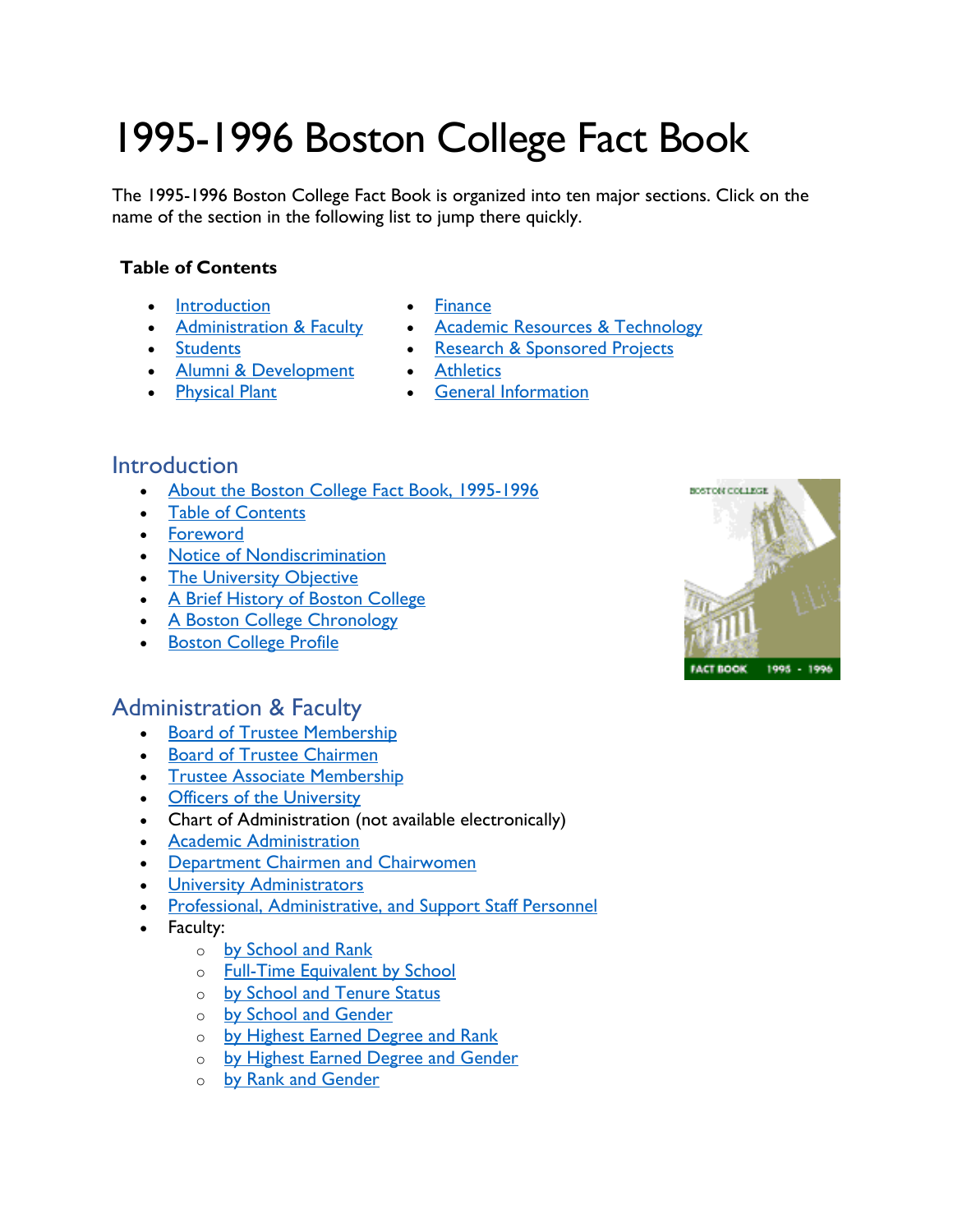# 1995-1996 Boston College Fact Book

The 1995-1996 Boston College Fact Book is organized into ten major sections. Click on the name of the section in the following list to jump there quickly.

**Table of Contents**

- Introduction
- Administration & Faculty
- Students
- Alumni & Development
- Physical Plant
- Finance
- Academic Resources & Technology
- Research & Sponsored Projects
- Athletics
- General Information

## Introduction

- About the Boston College Fact Book, 1995-1996
- Table of Contents
- Foreword
- Notice of Nondiscrimination
- The University Objective
- A Brief History of Boston College
- A Boston College Chronology
- Boston College Profile

## Administration & Faculty

- Board of Trustee Membership
- Board of Trustee Chairmen
- Trustee Associate Membership
- Officers of the University
- Chart of Administration (not available electronically)
- Academic Administration
- Department Chairmen and Chairwomen
- University Administrators
- Professional, Administrative, and Support Staff Personnel
- Faculty:
  - by School and Rank
  - Full-Time Equivalent by School
  - by School and Tenure Status
  - by School and Gender
  - by Highest Earned Degree and Rank
  - by Highest Earned Degree and Gender
  - by Rank and Gender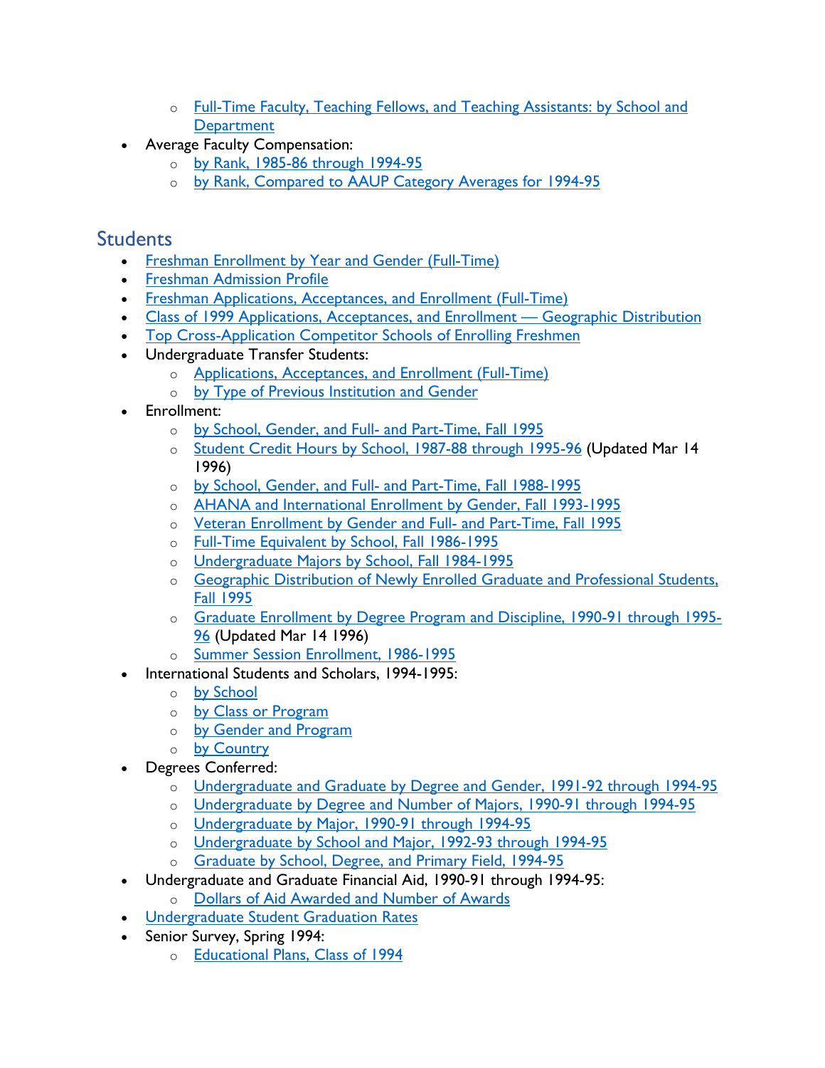- Full-Time Faculty, Teaching Fellows, and Teaching Assistants: by School and Department
- Average Faculty Compensation:
  - by Rank, 1985-86 through 1994-95
  - by Rank, Compared to AAUP Category Averages for 1994-95

## Students

- Freshman Enrollment by Year and Gender (Full-Time)
- Freshman Admission Profile
- Freshman Applications, Acceptances, and Enrollment (Full-Time)
- Class of 1999 Applications, Acceptances, and Enrollment — Geographic Distribution
- Top Cross-Application Competitor Schools of Enrolling Freshmen
- Undergraduate Transfer Students:
  - Applications, Acceptances, and Enrollment (Full-Time)
  - by Type of Previous Institution and Gender
- Enrollment:
  - by School, Gender, and Full- and Part-Time, Fall 1995
  - Student Credit Hours by School, 1987-88 through 1995-96 (Updated Mar 14 1996)
  - by School, Gender, and Full- and Part-Time, Fall 1988-1995
  - AHANA and International Enrollment by Gender, Fall 1993-1995
  - Veteran Enrollment by Gender and Full- and Part-Time, Fall 1995
  - Full-Time Equivalent by School, Fall 1986-1995
  - Undergraduate Majors by School, Fall 1984-1995
  - Geographic Distribution of Newly Enrolled Graduate and Professional Students, Fall 1995
  - Graduate Enrollment by Degree Program and Discipline, 1990-91 through 1995-96 (Updated Mar 14 1996)
  - Summer Session Enrollment, 1986-1995
- International Students and Scholars, 1994-1995:
  - by School
  - by Class or Program
  - by Gender and Program
  - by Country
- Degrees Conferred:
  - Undergraduate and Graduate by Degree and Gender, 1991-92 through 1994-95
  - Undergraduate by Degree and Number of Majors, 1990-91 through 1994-95
  - Undergraduate by Major, 1990-91 through 1994-95
  - Undergraduate by School and Major, 1992-93 through 1994-95
  - Graduate by School, Degree, and Primary Field, 1994-95
- Undergraduate and Graduate Financial Aid, 1990-91 through 1994-95:
  - Dollars of Aid Awarded and Number of Awards
- Undergraduate Student Graduation Rates
- Senior Survey, Spring 1994:
  - Educational Plans, Class of 1994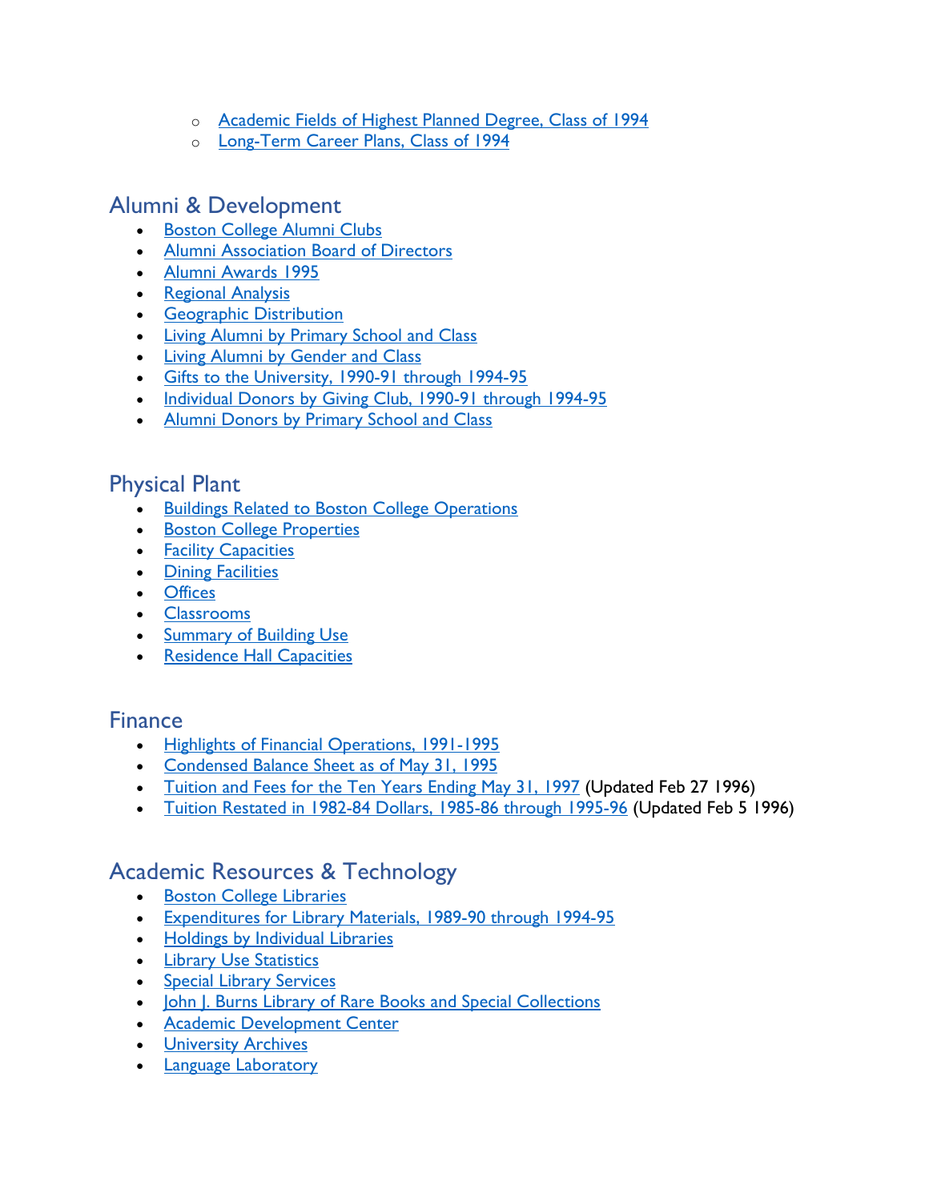- Academic Fields of Highest Planned Degree, Class of 1994
  - Long-Term Career Plans, Class of 1994

## Alumni & Development

- Boston College Alumni Clubs
- Alumni Association Board of Directors
- Alumni Awards 1995
- Regional Analysis
- Geographic Distribution
- Living Alumni by Primary School and Class
- Living Alumni by Gender and Class
- Gifts to the University, 1990-91 through 1994-95
- Individual Donors by Giving Club, 1990-91 through 1994-95
- Alumni Donors by Primary School and Class

## Physical Plant

- Buildings Related to Boston College Operations
- Boston College Properties
- Facility Capacities
- Dining Facilities
- Offices
- Classrooms
- Summary of Building Use
- Residence Hall Capacities

## Finance

- Highlights of Financial Operations, 1991-1995
- Condensed Balance Sheet as of May 31, 1995
- Tuition and Fees for the Ten Years Ending May 31, 1997 (Updated Feb 27 1996)
- Tuition Restated in 1982-84 Dollars, 1985-86 through 1995-96 (Updated Feb 5 1996)

## Academic Resources & Technology

- Boston College Libraries
- Expenditures for Library Materials, 1989-90 through 1994-95
- Holdings by Individual Libraries
- Library Use Statistics
- Special Library Services
- John J. Burns Library of Rare Books and Special Collections
- Academic Development Center
- University Archives
- Language Laboratory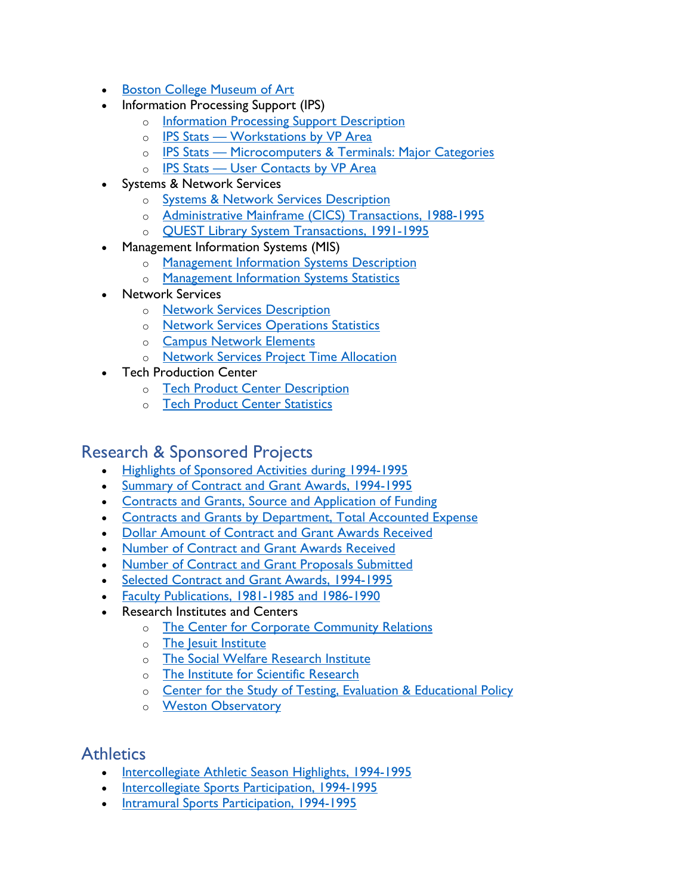- Boston College Museum of Art
- Information Processing Support (IPS)
  - Information Processing Support Description
  - IPS Stats — Workstations by VP Area
  - IPS Stats — Microcomputers & Terminals: Major Categories
  - IPS Stats — User Contacts by VP Area
- Systems & Network Services
  - Systems & Network Services Description
  - Administrative Mainframe (CICS) Transactions, 1988-1995
  - QUEST Library System Transactions, 1991-1995
- Management Information Systems (MIS)
  - Management Information Systems Description
  - Management Information Systems Statistics
- Network Services
  - Network Services Description
  - Network Services Operations Statistics
  - Campus Network Elements
  - Network Services Project Time Allocation
- Tech Production Center
  - Tech Product Center Description
  - Tech Product Center Statistics

## Research & Sponsored Projects

- Highlights of Sponsored Activities during 1994-1995
- Summary of Contract and Grant Awards, 1994-1995
- Contracts and Grants, Source and Application of Funding
- Contracts and Grants by Department, Total Accounted Expense
- Dollar Amount of Contract and Grant Awards Received
- Number of Contract and Grant Awards Received
- Number of Contract and Grant Proposals Submitted
- Selected Contract and Grant Awards, 1994-1995
- Faculty Publications, 1981-1985 and 1986-1990
- Research Institutes and Centers
  - The Center for Corporate Community Relations
  - The Jesuit Institute
  - The Social Welfare Research Institute
  - The Institute for Scientific Research
  - Center for the Study of Testing, Evaluation & Educational Policy
  - Weston Observatory

## Athletics

- Intercollegiate Athletic Season Highlights, 1994-1995
- Intercollegiate Sports Participation, 1994-1995
- Intramural Sports Participation, 1994-1995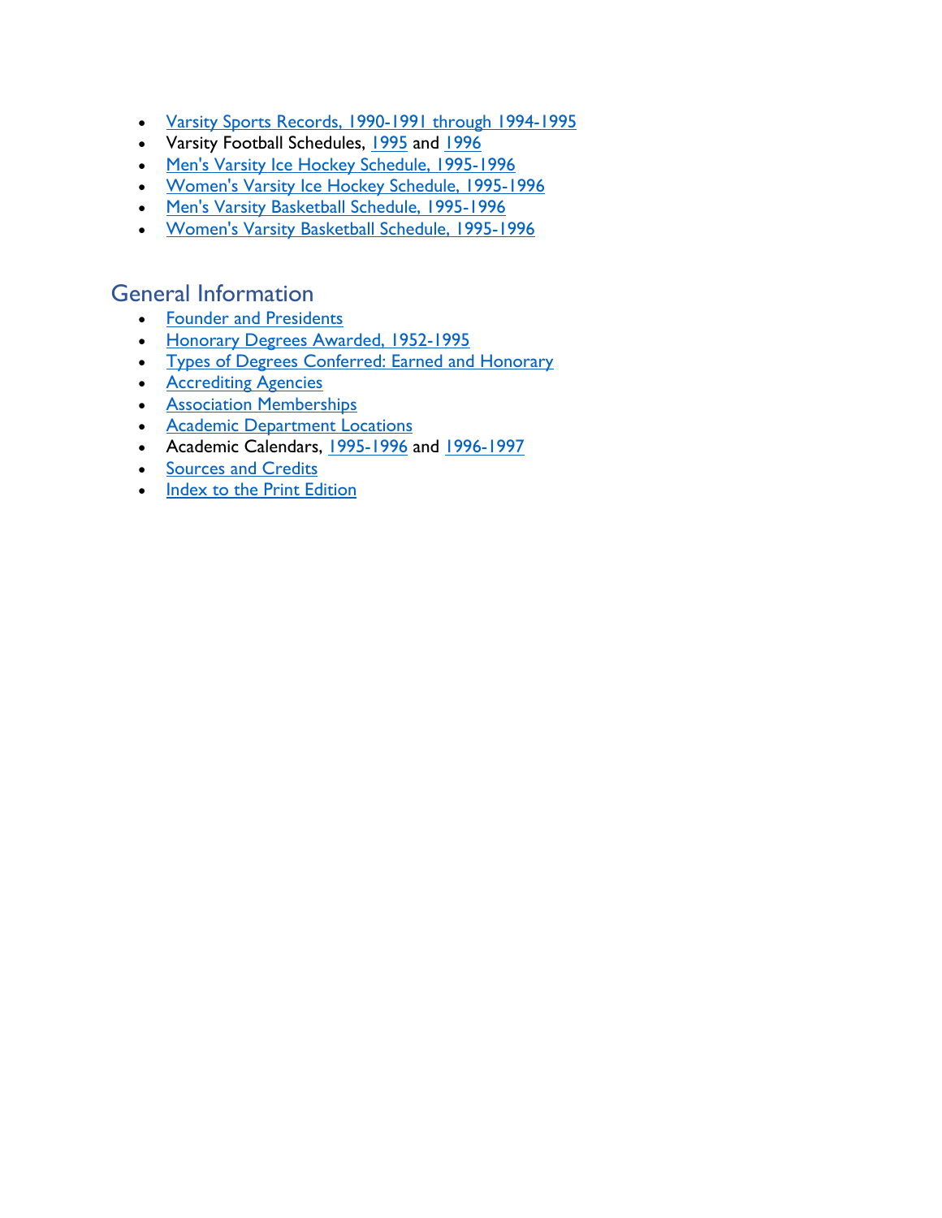- Varsity Sports Records, 1990-1991 through 1994-1995
- Varsity Football Schedules, 1995 and 1996
- Men's Varsity Ice Hockey Schedule, 1995-1996
- Women's Varsity Ice Hockey Schedule, 1995-1996
- Men's Varsity Basketball Schedule, 1995-1996
- Women's Varsity Basketball Schedule, 1995-1996

## General Information

- Founder and Presidents
- Honorary Degrees Awarded, 1952-1995
- Types of Degrees Conferred: Earned and Honorary
- Accrediting Agencies
- Association Memberships
- Academic Department Locations
- Academic Calendars, 1995-1996 and 1996-1997
- Sources and Credits
- Index to the Print Edition